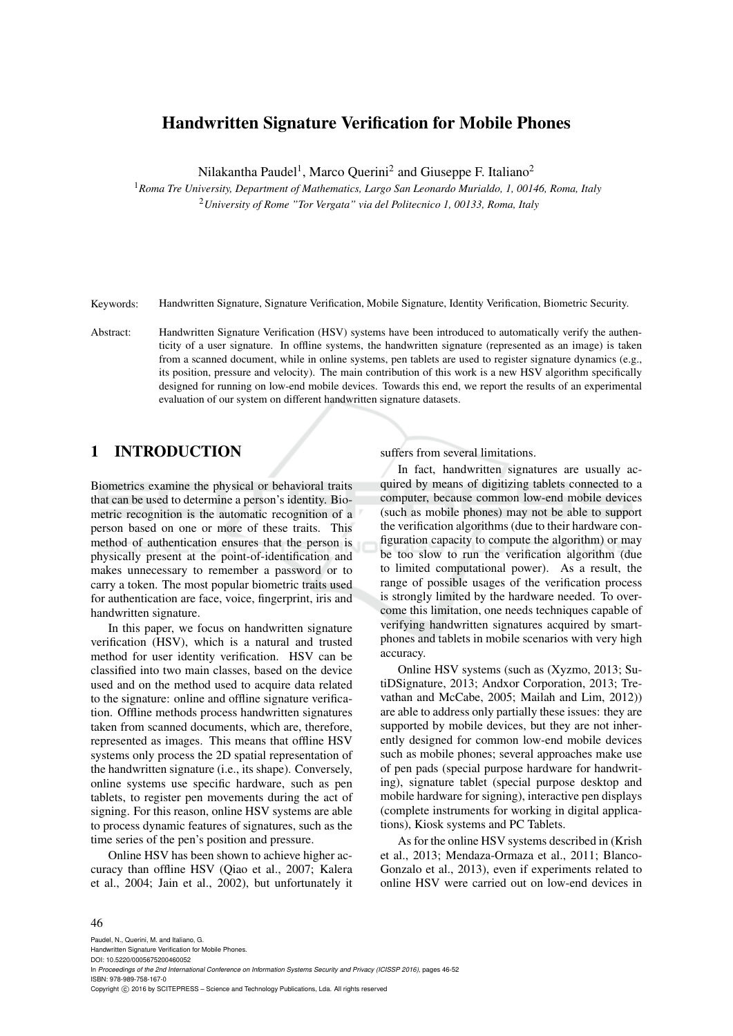# Handwritten Signature Verification for Mobile Phones

Nilakantha Paudel[1], Marco Querini[2] and Giuseppe F. Italiano[2]

[1]*Roma Tre University, Department of Mathematics, Largo San Leonardo Murialdo, 1, 00146, Roma, Italy*
[2]*University of Rome "Tor Vergata" via del Politecnico 1, 00133, Roma, Italy*

Keywords: Handwritten Signature, Signature Verification, Mobile Signature, Identity Verification, Biometric Security.

Abstract: Handwritten Signature Verification (HSV) systems have been introduced to automatically verify the authenticity of a user signature. In offline systems, the handwritten signature (represented as an image) is taken from a scanned document, while in online systems, pen tablets are used to register signature dynamics (e.g., its position, pressure and velocity). The main contribution of this work is a new HSV algorithm specifically designed for running on low-end mobile devices. Towards this end, we report the results of an experimental evaluation of our system on different handwritten signature datasets.

## 1 INTRODUCTION

Biometrics examine the physical or behavioral traits that can be used to determine a person's identity. Biometric recognition is the automatic recognition of a person based on one or more of these traits. This method of authentication ensures that the person is physically present at the point-of-identification and makes unnecessary to remember a password or to carry a token. The most popular biometric traits used for authentication are face, voice, fingerprint, iris and handwritten signature.

In this paper, we focus on handwritten signature verification (HSV), which is a natural and trusted method for user identity verification. HSV can be classified into two main classes, based on the device used and on the method used to acquire data related to the signature: online and offline signature verification. Offline methods process handwritten signatures taken from scanned documents, which are, therefore, represented as images. This means that offline HSV systems only process the 2D spatial representation of the handwritten signature (i.e., its shape). Conversely, online systems use specific hardware, such as pen tablets, to register pen movements during the act of signing. For this reason, online HSV systems are able to process dynamic features of signatures, such as the time series of the pen's position and pressure.

Online HSV has been shown to achieve higher accuracy than offline HSV (Qiao et al., 2007; Kalera et al., 2004; Jain et al., 2002), but unfortunately it suffers from several limitations.

In fact, handwritten signatures are usually acquired by means of digitizing tablets connected to a computer, because common low-end mobile devices (such as mobile phones) may not be able to support the verification algorithms (due to their hardware configuration capacity to compute the algorithm) or may be too slow to run the verification algorithm (due to limited computational power). As a result, the range of possible usages of the verification process is strongly limited by the hardware needed. To overcome this limitation, one needs techniques capable of verifying handwritten signatures acquired by smartphones and tablets in mobile scenarios with very high accuracy.

Online HSV systems (such as (Xyzmo, 2013; SutiDSignature, 2013; Andxor Corporation, 2013; Trevathan and McCabe, 2005; Mailah and Lim, 2012)) are able to address only partially these issues: they are supported by mobile devices, but they are not inherently designed for common low-end mobile devices such as mobile phones; several approaches make use of pen pads (special purpose hardware for handwriting), signature tablet (special purpose desktop and mobile hardware for signing), interactive pen displays (complete instruments for working in digital applications), Kiosk systems and PC Tablets.

As for the online HSV systems described in (Krish et al., 2013; Mendaza-Ormaza et al., 2011; Blanco-Gonzalo et al., 2013), even if experiments related to online HSV were carried out on low-end devices in

Paudel, N., Querini, M. and Italiano, G.
Handwritten Signature Verification for Mobile Phones.
DOI: 10.5220/0005675200460052
In *Proceedings of the 2nd International Conference on Information Systems Security and Privacy (ICISSP 2016)*, pages 46-52
ISBN: 978-989-758-167-0
Copyright © 2016 by SCITEPRESS – Science and Technology Publications, Lda. All rights reserved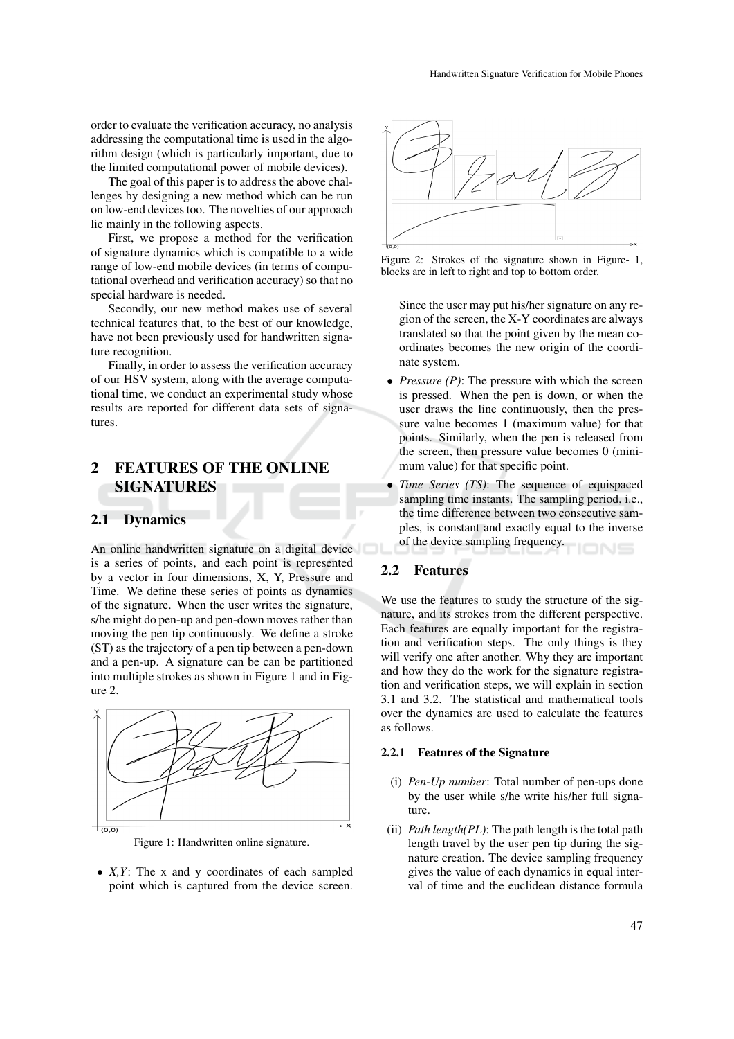order to evaluate the verification accuracy, no analysis addressing the computational time is used in the algorithm design (which is particularly important, due to the limited computational power of mobile devices).

The goal of this paper is to address the above challenges by designing a new method which can be run on low-end devices too. The novelties of our approach lie mainly in the following aspects.

First, we propose a method for the verification of signature dynamics which is compatible to a wide range of low-end mobile devices (in terms of computational overhead and verification accuracy) so that no special hardware is needed.

Secondly, our new method makes use of several technical features that, to the best of our knowledge, have not been previously used for handwritten signature recognition.

Finally, in order to assess the verification accuracy of our HSV system, along with the average computational time, we conduct an experimental study whose results are reported for different data sets of signatures.

## 2 FEATURES OF THE ONLINE SIGNATURES

### 2.1 Dynamics

An online handwritten signature on a digital device is a series of points, and each point is represented by a vector in four dimensions, X, Y, Pressure and Time. We define these series of points as dynamics of the signature. When the user writes the signature, s/he might do pen-up and pen-down moves rather than moving the pen tip continuously. We define a stroke (ST) as the trajectory of a pen tip between a pen-down and a pen-up. A signature can be can be partitioned into multiple strokes as shown in Figure 1 and in Figure 2.

Figure 1: Handwritten online signature.

Figure 2: Strokes of the signature shown in Figure- 1, blocks are in left to right and top to bottom order.

- *X,Y*: The x and y coordinates of each sampled point which is captured from the device screen. Since the user may put his/her signature on any region of the screen, the X-Y coordinates are always translated so that the point given by the mean coordinates becomes the new origin of the coordinate system.
- *Pressure (P)*: The pressure with which the screen is pressed. When the pen is down, or when the user draws the line continuously, then the pressure value becomes 1 (maximum value) for that points. Similarly, when the pen is released from the screen, then pressure value becomes 0 (minimum value) for that specific point.
- *Time Series (TS)*: The sequence of equispaced sampling time instants. The sampling period, i.e., the time difference between two consecutive samples, is constant and exactly equal to the inverse of the device sampling frequency.

### 2.2 Features

We use the features to study the structure of the signature, and its strokes from the different perspective. Each features are equally important for the registration and verification steps. The only things is they will verify one after another. Why they are important and how they do the work for the signature registration and verification steps, we will explain in section 3.1 and 3.2. The statistical and mathematical tools over the dynamics are used to calculate the features as follows.

#### 2.2.1 Features of the Signature

(i) *Pen-Up number*: Total number of pen-ups done by the user while s/he write his/her full signature.

(ii) *Path length(PL)*: The path length is the total path length travel by the user pen tip during the signature creation. The device sampling frequency gives the value of each dynamics in equal interval of time and the euclidean distance formula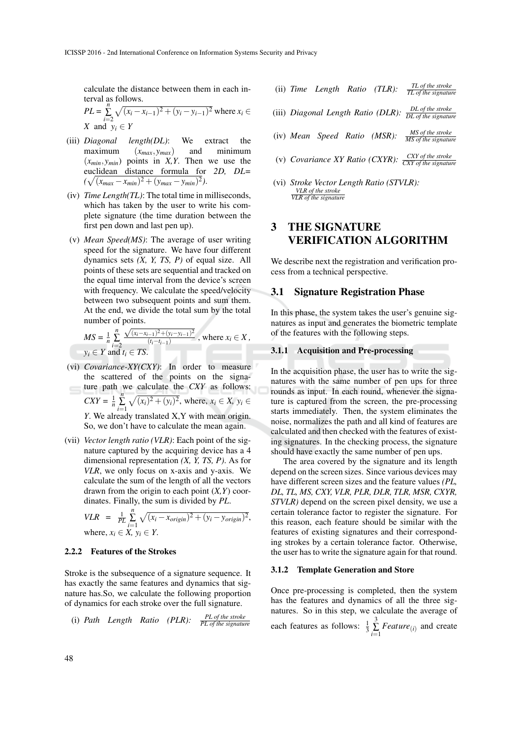calculate the distance between them in each interval as follows.

$PL = \sum_{i=2}^{n} \sqrt{(x_i - x_{i-1})^2 + (y_i - y_{i-1})^2}$ where $x_i \in X$ and $y_i \in Y$

(iii) *Diagonal length(DL)*: We extract the maximum $(x_{max}, y_{max})$ and minimum $(x_{min}, y_{min})$ points in *X,Y*. Then we use the euclidean distance formula for *2D*, $DL = (\sqrt{(x_{max} - x_{min})^2 + (y_{max} - y_{min})^2})$.

(iv) *Time Length(TL)*: The total time in milliseconds, which has taken by the user to write his complete signature (the time duration between the first pen down and last pen up).

(v) *Mean Speed(MS)*: The average of user writing speed for the signature. We have four different dynamics sets *(X, Y, TS, P)* of equal size. All points of these sets are sequential and tracked on the equal time interval from the device's screen with frequency. We calculate the speed/velocity between two subsequent points and sum them. At the end, we divide the total sum by the total number of points.

$MS = \frac{1}{n} \sum_{i=2}^{n} \frac{\sqrt{(x_i - x_{i-1})^2 + (y_i - y_{i-1})^2}}{(t_i - t_{i-1})}$, where $x_i \in X$, $y_i \in Y$ and $t_i \in TS$.

(vi) *Covariance-XY(CXY)*: In order to measure the scattered of the points on the signature path we calculate the *CXY* as follows: $CXY = \frac{1}{n} \sum_{i=1}^{n} \sqrt{(x_i)^2 + (y_i)^2}$, where, $x_i \in X$, $y_i \in Y$. We already translated X,Y with mean origin. So, we don't have to calculate the mean again.

(vii) *Vector length ratio (VLR)*: Each point of the signature captured by the acquiring device has a 4 dimensional representation *(X, Y, TS, P)*. As for *VLR*, we only focus on x-axis and y-axis. We calculate the sum of the length of all the vectors drawn from the origin to each point *(X,Y)* coordinates. Finally, the sum is divided by *PL*.

$VLR = \frac{1}{PL} \sum_{i=1}^{n} \sqrt{(x_i - x_{origin})^2 + (y_i - y_{origin})^2}$, where, $x_i \in X$, $y_i \in Y$.

#### 2.2.2 Features of the Strokes

Stroke is the subsequence of a signature sequence. It has exactly the same features and dynamics that signature has.So, we calculate the following proportion of dynamics for each stroke over the full signature.

(i) *Path Length Ratio (PLR)*: $\frac{\textit{PL of the stroke}}{\textit{PL of the signature}}$

(ii) *Time Length Ratio (TLR)*: $\frac{\textit{TL of the stroke}}{\textit{TL of the signature}}$

(iii) *Diagonal Length Ratio (DLR)*: $\frac{\textit{DL of the stroke}}{\textit{DL of the signature}}$

(iv) *Mean Speed Ratio (MSR)*: $\frac{\textit{MS of the stroke}}{\textit{MS of the signature}}$

(v) *Covariance XY Ratio (CXYR)*: $\frac{\textit{CXY of the stroke}}{\textit{CXY of the signature}}$

(vi) *Stroke Vector Length Ratio (STVLR)*: $\frac{\textit{VLR of the stroke}}{\textit{VLR of the signature}}$

## 3 THE SIGNATURE VERIFICATION ALGORITHM

We describe next the registration and verification process from a technical perspective.

### 3.1 Signature Registration Phase

In this phase, the system takes the user's genuine signatures as input and generates the biometric template of the features with the following steps.

#### 3.1.1 Acquisition and Pre-processing

In the acquisition phase, the user has to write the signatures with the same number of pen ups for three rounds as input. In each round, whenever the signature is captured from the screen, the pre-processing starts immediately. Then, the system eliminates the noise, normalizes the path and all kind of features of existing signatures are calculated and then checked with the features of existing signatures. In the checking process, the signature should have exactly the same number of pen ups.

The area covered by the signature and its length depend on the screen sizes. Since various devices may have different screen sizes and the feature values *(PL, DL, TL, MS, CXY, VLR, PLR, DLR, TLR, MSR, CXYR, STVLR)* depend on the screen pixel density, we use a certain tolerance factor to register the signature. For this reason, each feature should be similar with the features of existing signatures and their corresponding strokes by a certain tolerance factor. Otherwise, the user has to write the signature again for that round.

#### 3.1.2 Template Generation and Store

Once pre-processing is completed, then the system has the features and dynamics of all the three signatures. So in this step, we calculate the average of each features as follows: $\frac{1}{3} \sum_{i=1}^{3} Feature_{(i)}$ and create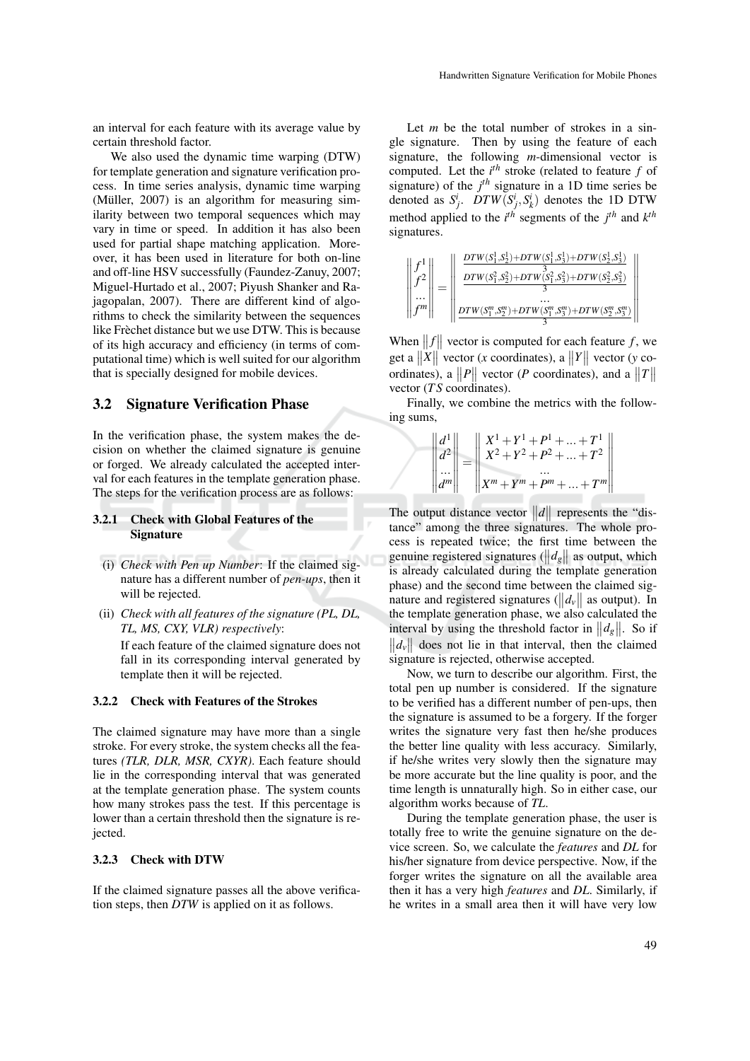an interval for each feature with its average value by certain threshold factor.

We also used the dynamic time warping (DTW) for template generation and signature verification process. In time series analysis, dynamic time warping (Müller, 2007) is an algorithm for measuring similarity between two temporal sequences which may vary in time or speed. In addition it has also been used for partial shape matching application. Moreover, it has been used in literature for both on-line and off-line HSV successfully (Faundez-Zanuy, 2007; Miguel-Hurtado et al., 2007; Piyush Shanker and Rajagopalan, 2007). There are different kind of algorithms to check the similarity between the sequences like Frèchet distance but we use DTW. This is because of its high accuracy and efficiency (in terms of computational time) which is well suited for our algorithm that is specially designed for mobile devices.

## 3.2 Signature Verification Phase

In the verification phase, the system makes the decision on whether the claimed signature is genuine or forged. We already calculated the accepted interval for each features in the template generation phase. The steps for the verification process are as follows:

### 3.2.1 Check with Global Features of the Signature

(i) *Check with Pen up Number*: If the claimed signature has a different number of *pen-ups*, then it will be rejected.

(ii) *Check with all features of the signature (PL, DL, TL, MS, CXY, VLR) respectively*:

If each feature of the claimed signature does not fall in its corresponding interval generated by template then it will be rejected.

### 3.2.2 Check with Features of the Strokes

The claimed signature may have more than a single stroke. For every stroke, the system checks all the features *(TLR, DLR, MSR, CXYR)*. Each feature should lie in the corresponding interval that was generated at the template generation phase. The system counts how many strokes pass the test. If this percentage is lower than a certain threshold then the signature is rejected.

### 3.2.3 Check with DTW

If the claimed signature passes all the above verification steps, then *DTW* is applied on it as follows.

Let $m$ be the total number of strokes in a single signature. Then by using the feature of each signature, the following $m$-dimensional vector is computed. Let the $i^{th}$ stroke (related to feature $f$ of signature) of the $j^{th}$ signature in a 1D time series be denoted as $S_j^i$. $DTW(S_j^i, S_k^i)$ denotes the 1D DTW method applied to the $i^{th}$ segments of the $j^{th}$ and $k^{th}$ signatures.

$$\left\| \begin{matrix} f^1 \\ f^2 \\ \ldots \\ f^m \end{matrix} \right\| = \left\| \begin{matrix} \frac{DTW(S_1^1,S_2^1)+DTW(S_1^1,S_3^1)+DTW(S_2^1,S_3^1)}{3} \\ \frac{DTW(S_1^2,S_2^2)+DTW(S_1^2,S_3^2)+DTW(S_2^2,S_3^2)}{3} \\ \ldots \\ \frac{DTW(S_1^m,S_2^m)+DTW(S_1^m,S_3^m)+DTW(S_2^m,S_3^m)}{3} \end{matrix} \right\|$$

When $\|f\|$ vector is computed for each feature $f$, we get a $\|X\|$ vector ($x$ coordinates), a $\|Y\|$ vector ($y$ coordinates), a $\|P\|$ vector ($P$ coordinates), and a $\|T\|$ vector ($TS$ coordinates).

Finally, we combine the metrics with the following sums,

$$\left\| \begin{matrix} d^1 \\ d^2 \\ \ldots \\ d^m \end{matrix} \right\| = \left\| \begin{matrix} X^1 + Y^1 + P^1 + \ldots + T^1 \\ X^2 + Y^2 + P^2 + \ldots + T^2 \\ \ldots \\ X^m + Y^m + P^m + \ldots + T^m \end{matrix} \right\|$$

The output distance vector $\|d\|$ represents the "distance" among the three signatures. The whole process is repeated twice; the first time between the genuine registered signatures ($\|d_g\|$ as output, which is already calculated during the template generation phase) and the second time between the claimed signature and registered signatures ($\|d_v\|$ as output). In the template generation phase, we also calculated the interval by using the threshold factor in $\|d_g\|$. So if $\|d_v\|$ does not lie in that interval, then the claimed signature is rejected, otherwise accepted.

Now, we turn to describe our algorithm. First, the total pen up number is considered. If the signature to be verified has a different number of pen-ups, then the signature is assumed to be a forgery. If the forger writes the signature very fast then he/she produces the better line quality with less accuracy. Similarly, if he/she writes very slowly then the signature may be more accurate but the line quality is poor, and the time length is unnaturally high. So in either case, our algorithm works because of *TL*.

During the template generation phase, the user is totally free to write the genuine signature on the device screen. So, we calculate the *features* and *DL* for his/her signature from device perspective. Now, if the forger writes the signature on all the available area then it has a very high *features* and *DL*. Similarly, if he writes in a small area then it will have very low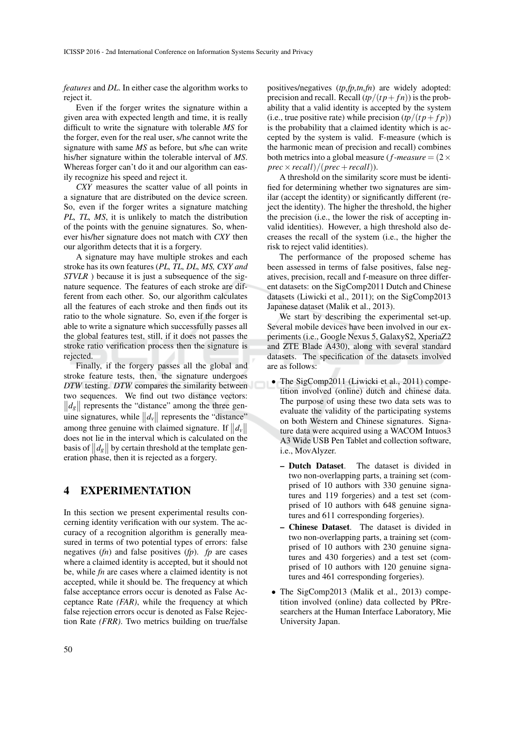*features* and *DL*. In either case the algorithm works to reject it.

Even if the forger writes the signature within a given area with expected length and time, it is really difficult to write the signature with tolerable *MS* for the forger, even for the real user, s/he cannot write the signature with same *MS* as before, but s/he can write his/her signature within the tolerable interval of *MS*. Whereas forger can't do it and our algorithm can easily recognize his speed and reject it.

*CXY* measures the scatter value of all points in a signature that are distributed on the device screen. So, even if the forger writes a signature matching *PL, TL, MS*, it is unlikely to match the distribution of the points with the genuine signatures. So, whenever his/her signature does not match with *CXY* then our algorithm detects that it is a forgery.

A signature may have multiple strokes and each stroke has its own features (*PL, TL, DL, MS, CXY and STVLR* ) because it is just a subsequence of the signature sequence. The features of each stroke are different from each other. So, our algorithm calculates all the features of each stroke and then finds out its ratio to the whole signature. So, even if the forger is able to write a signature which successfully passes all the global features test, still, if it does not passes the stroke ratio verification process then the signature is rejected.

Finally, if the forgery passes all the global and stroke feature tests, then, the signature undergoes *DTW* testing. *DTW* compares the similarity between two sequences. We find out two distance vectors: $\|d_g\|$ represents the "distance" among the three genuine signatures, while $\|d_v\|$ represents the "distance" among three genuine with claimed signature. If $\|d_v\|$ does not lie in the interval which is calculated on the basis of $\|d_g\|$ by certain threshold at the template generation phase, then it is rejected as a forgery.

## 4 EXPERIMENTATION

In this section we present experimental results concerning identity verification with our system. The accuracy of a recognition algorithm is generally measured in terms of two potential types of errors: false negatives (*fn*) and false positives (*fp*). *fp* are cases where a claimed identity is accepted, but it should not be, while *fn* are cases where a claimed identity is not accepted, while it should be. The frequency at which false acceptance errors occur is denoted as False Acceptance Rate *(FAR)*, while the frequency at which false rejection errors occur is denoted as False Rejection Rate *(FRR)*. Two metrics building on true/false positives/negatives (*tp,fp,tn,fn*) are widely adopted: precision and recall. Recall ($tp/(tp+fn)$) is the probability that a valid identity is accepted by the system (i.e., true positive rate) while precision ($tp/(tp+fp)$) is the probability that a claimed identity which is accepted by the system is valid. F-measure (which is the harmonic mean of precision and recall) combines both metrics into a global measure ($f\text{-}measure = (2 \times prec \times recall)/(prec + recall)$).

A threshold on the similarity score must be identified for determining whether two signatures are similar (accept the identity) or significantly different (reject the identity). The higher the threshold, the higher the precision (i.e., the lower the risk of accepting invalid identities). However, a high threshold also decreases the recall of the system (i.e., the higher the risk to reject valid identities).

The performance of the proposed scheme has been assessed in terms of false positives, false negatives, precision, recall and f-measure on three different datasets: on the SigComp2011 Dutch and Chinese datasets (Liwicki et al., 2011); on the SigComp2013 Japanese dataset (Malik et al., 2013).

We start by describing the experimental set-up. Several mobile devices have been involved in our experiments (i.e., Google Nexus 5, GalaxyS2, XperiaZ2 and ZTE Blade A430), along with several standard datasets. The specification of the datasets involved are as follows:

- The SigComp2011 (Liwicki et al., 2011) competition involved (online) dutch and chinese data. The purpose of using these two data sets was to evaluate the validity of the participating systems on both Western and Chinese signatures. Signature data were acquired using a WACOM Intuos3 A3 Wide USB Pen Tablet and collection software, i.e., MovAlyzer.
  - **Dutch Dataset**. The dataset is divided in two non-overlapping parts, a training set (comprised of 10 authors with 330 genuine signatures and 119 forgeries) and a test set (comprised of 10 authors with 648 genuine signatures and 611 corresponding forgeries).
  - **Chinese Dataset**. The dataset is divided in two non-overlapping parts, a training set (comprised of 10 authors with 230 genuine signatures and 430 forgeries) and a test set (comprised of 10 authors with 120 genuine signatures and 461 corresponding forgeries).
- The SigComp2013 (Malik et al., 2013) competition involved (online) data collected by PRresearchers at the Human Interface Laboratory, Mie University Japan.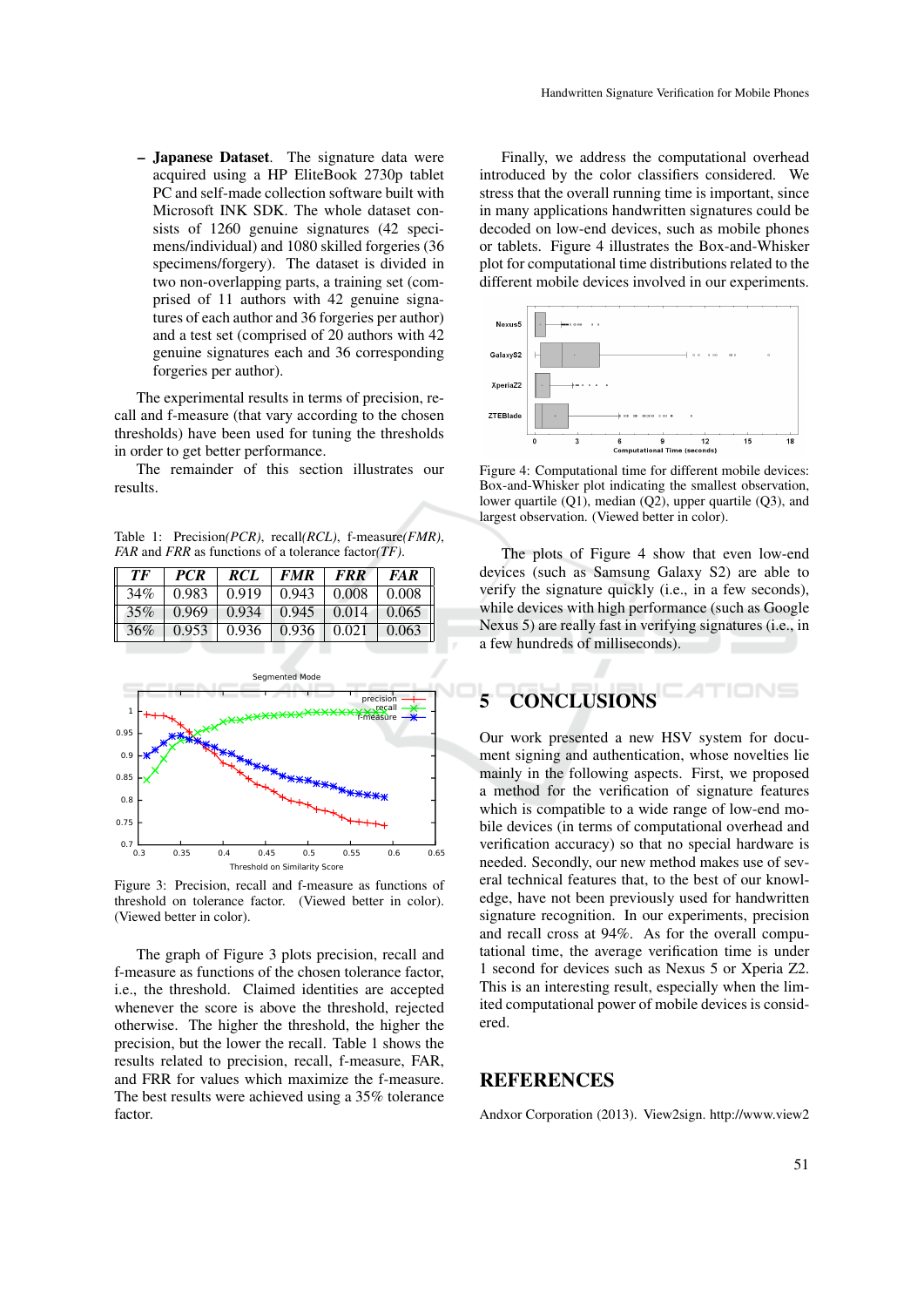– **Japanese Dataset**. The signature data were acquired using a HP EliteBook 2730p tablet PC and self-made collection software built with Microsoft INK SDK. The whole dataset consists of 1260 genuine signatures (42 specimens/individual) and 1080 skilled forgeries (36 specimens/forgery). The dataset is divided in two non-overlapping parts, a training set (comprised of 11 authors with 42 genuine signatures of each author and 36 forgeries per author) and a test set (comprised of 20 authors with 42 genuine signatures each and 36 corresponding forgeries per author).

The experimental results in terms of precision, recall and f-measure (that vary according to the chosen thresholds) have been used for tuning the thresholds in order to get better performance.

The remainder of this section illustrates our results.

Table 1: Precision*(PCR)*, recall*(RCL)*, f-measure*(FMR)*, *FAR* and *FRR* as functions of a tolerance factor*(TF)*.

| *TF* | *PCR* | *RCL* | *FMR* | *FRR* | *FAR* |
|---|---|---|---|---|---|
| 34% | 0.983 | 0.919 | 0.943 | 0.008 | 0.008 |
| 35% | 0.969 | 0.934 | 0.945 | 0.014 | 0.065 |
| 36% | 0.953 | 0.936 | 0.936 | 0.021 | 0.063 |

Figure 3: Precision, recall and f-measure as functions of threshold on tolerance factor. (Viewed better in color). (Viewed better in color).

The graph of Figure 3 plots precision, recall and f-measure as functions of the chosen tolerance factor, i.e., the threshold. Claimed identities are accepted whenever the score is above the threshold, rejected otherwise. The higher the threshold, the higher the precision, but the lower the recall. Table 1 shows the results related to precision, recall, f-measure, FAR, and FRR for values which maximize the f-measure. The best results were achieved using a 35% tolerance factor.

Finally, we address the computational overhead introduced by the color classifiers considered. We stress that the overall running time is important, since in many applications handwritten signatures could be decoded on low-end devices, such as mobile phones or tablets. Figure 4 illustrates the Box-and-Whisker plot for computational time distributions related to the different mobile devices involved in our experiments.

Figure 4: Computational time for different mobile devices: Box-and-Whisker plot indicating the smallest observation, lower quartile (Q1), median (Q2), upper quartile (Q3), and largest observation. (Viewed better in color).

The plots of Figure 4 show that even low-end devices (such as Samsung Galaxy S2) are able to verify the signature quickly (i.e., in a few seconds), while devices with high performance (such as Google Nexus 5) are really fast in verifying signatures (i.e., in a few hundreds of milliseconds).

## 5 CONCLUSIONS

Our work presented a new HSV system for document signing and authentication, whose novelties lie mainly in the following aspects. First, we proposed a method for the verification of signature features which is compatible to a wide range of low-end mobile devices (in terms of computational overhead and verification accuracy) so that no special hardware is needed. Secondly, our new method makes use of several technical features that, to the best of our knowledge, have not been previously used for handwritten signature recognition. In our experiments, precision and recall cross at 94%. As for the overall computational time, the average verification time is under 1 second for devices such as Nexus 5 or Xperia Z2. This is an interesting result, especially when the limited computational power of mobile devices is considered.

## REFERENCES

Andxor Corporation (2013). View2sign. http://www.view2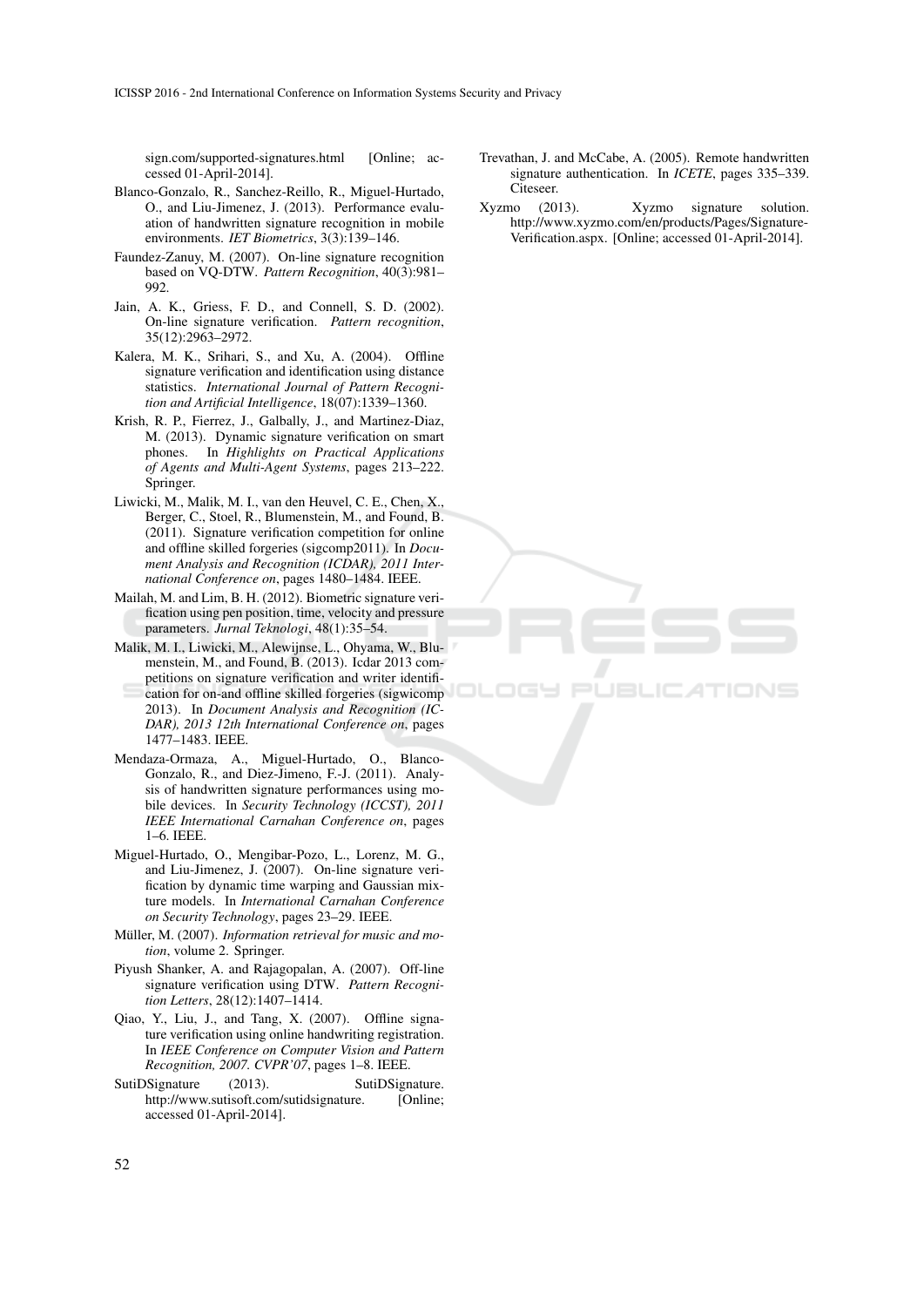sign.com/supported-signatures.html [Online; accessed 01-April-2014].

Blanco-Gonzalo, R., Sanchez-Reillo, R., Miguel-Hurtado, O., and Liu-Jimenez, J. (2013). Performance evaluation of handwritten signature recognition in mobile environments. *IET Biometrics*, 3(3):139–146.

Faundez-Zanuy, M. (2007). On-line signature recognition based on VQ-DTW. *Pattern Recognition*, 40(3):981–992.

Jain, A. K., Griess, F. D., and Connell, S. D. (2002). On-line signature verification. *Pattern recognition*, 35(12):2963–2972.

Kalera, M. K., Srihari, S., and Xu, A. (2004). Offline signature verification and identification using distance statistics. *International Journal of Pattern Recognition and Artificial Intelligence*, 18(07):1339–1360.

Krish, R. P., Fierrez, J., Galbally, J., and Martinez-Diaz, M. (2013). Dynamic signature verification on smart phones. In *Highlights on Practical Applications of Agents and Multi-Agent Systems*, pages 213–222. Springer.

Liwicki, M., Malik, M. I., van den Heuvel, C. E., Chen, X., Berger, C., Stoel, R., Blumenstein, M., and Found, B. (2011). Signature verification competition for online and offline skilled forgeries (sigcomp2011). In *Document Analysis and Recognition (ICDAR), 2011 International Conference on*, pages 1480–1484. IEEE.

Mailah, M. and Lim, B. H. (2012). Biometric signature verification using pen position, time, velocity and pressure parameters. *Jurnal Teknologi*, 48(1):35–54.

Malik, M. I., Liwicki, M., Alewijnse, L., Ohyama, W., Blumenstein, M., and Found, B. (2013). Icdar 2013 competitions on signature verification and writer identification for on-and offline skilled forgeries (sigwicomp 2013). In *Document Analysis and Recognition (ICDAR), 2013 12th International Conference on*, pages 1477–1483. IEEE.

Mendaza-Ormaza, A., Miguel-Hurtado, O., Blanco-Gonzalo, R., and Diez-Jimeno, F.-J. (2011). Analysis of handwritten signature performances using mobile devices. In *Security Technology (ICCST), 2011 IEEE International Carnahan Conference on*, pages 1–6. IEEE.

Miguel-Hurtado, O., Mengibar-Pozo, L., Lorenz, M. G., and Liu-Jimenez, J. (2007). On-line signature verification by dynamic time warping and Gaussian mixture models. In *International Carnahan Conference on Security Technology*, pages 23–29. IEEE.

Müller, M. (2007). *Information retrieval for music and motion*, volume 2. Springer.

Piyush Shanker, A. and Rajagopalan, A. (2007). Off-line signature verification using DTW. *Pattern Recognition Letters*, 28(12):1407–1414.

Qiao, Y., Liu, J., and Tang, X. (2007). Offline signature verification using online handwriting registration. In *IEEE Conference on Computer Vision and Pattern Recognition, 2007. CVPR'07*, pages 1–8. IEEE.

SutiDSignature (2013). SutiDSignature. http://www.sutisoft.com/sutidsignature. [Online; accessed 01-April-2014].

Trevathan, J. and McCabe, A. (2005). Remote handwritten signature authentication. In *ICETE*, pages 335–339. Citeseer.

Xyzmo (2013). Xyzmo signature solution. http://www.xyzmo.com/en/products/Pages/Signature-Verification.aspx. [Online; accessed 01-April-2014].